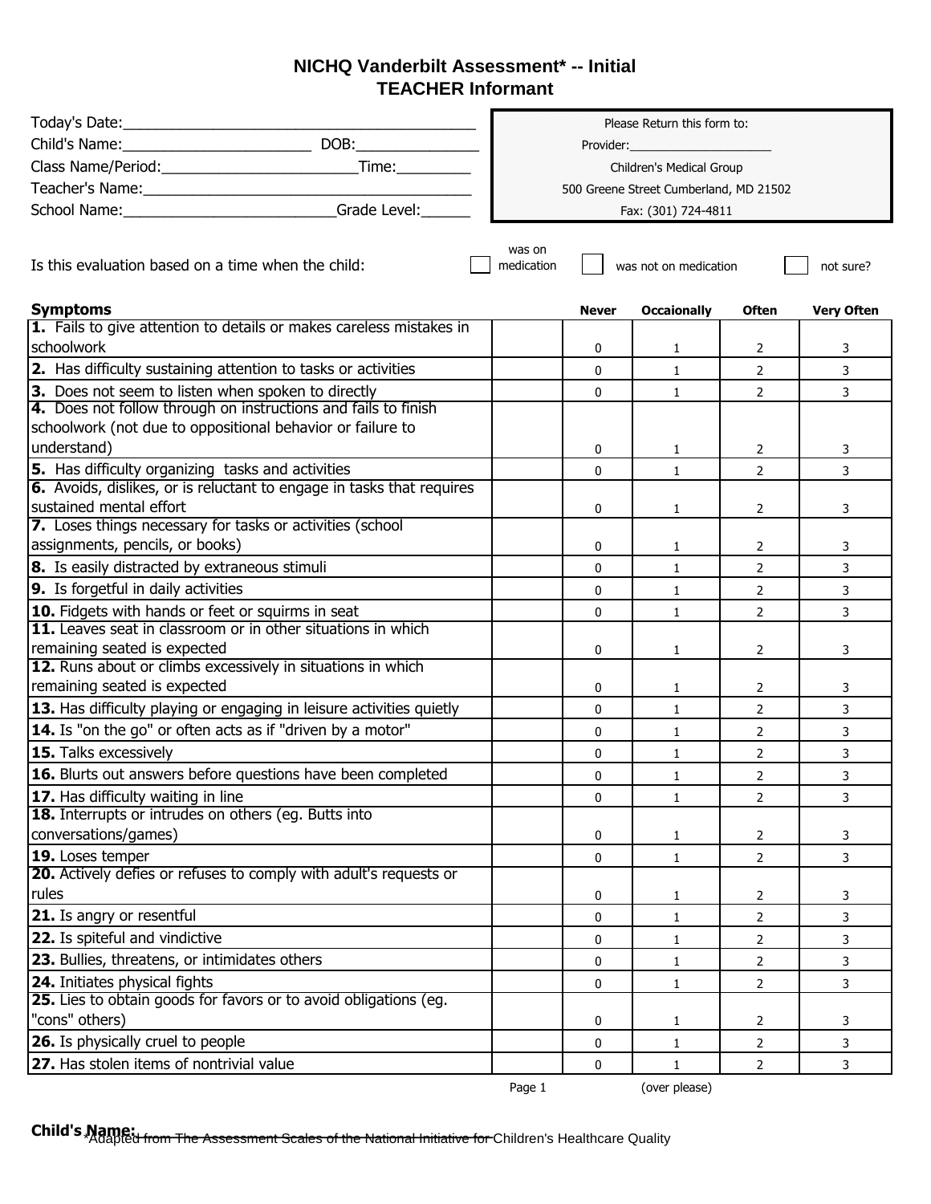# NICHQ Vanderbilt Assessment* -- Initial
## TEACHER Informant

Today's Date:_______________________________________

Child's Name:______________________ DOB:______________

Class Name/Period:_______________________Time:_________

Teacher's Name:_____________________________________

School Name:________________________Grade Level:______

> Please Return this form to:
> Provider:____________________
> Children's Medical Group
> 500 Greene Street Cumberland, MD 21502
> Fax: (301) 724-4811

Is this evaluation based on a time when the child: ☐ was on medication ☐ was not on medication ☐ not sure?

| Symptoms | | Never | Occaionally | Often | Very Often |
|---|---|---|---|---|---|
| **1.** Fails to give attention to details or makes careless mistakes in schoolwork | | 0 | 1 | 2 | 3 |
| **2.** Has difficulty sustaining attention to tasks or activities | | 0 | 1 | 2 | 3 |
| **3.** Does not seem to listen when spoken to directly | | 0 | 1 | 2 | 3 |
| **4.** Does not follow through on instructions and fails to finish schoolwork (not due to oppositional behavior or failure to understand) | | 0 | 1 | 2 | 3 |
| **5.** Has difficulty organizing tasks and activities | | 0 | 1 | 2 | 3 |
| **6.** Avoids, dislikes, or is reluctant to engage in tasks that requires sustained mental effort | | 0 | 1 | 2 | 3 |
| **7.** Loses things necessary for tasks or activities (school assignments, pencils, or books) | | 0 | 1 | 2 | 3 |
| **8.** Is easily distracted by extraneous stimuli | | 0 | 1 | 2 | 3 |
| **9.** Is forgetful in daily activities | | 0 | 1 | 2 | 3 |
| **10.** Fidgets with hands or feet or squirms in seat | | 0 | 1 | 2 | 3 |
| **11.** Leaves seat in classroom or in other situations in which remaining seated is expected | | 0 | 1 | 2 | 3 |
| **12.** Runs about or climbs excessively in situations in which remaining seated is expected | | 0 | 1 | 2 | 3 |
| **13.** Has difficulty playing or engaging in leisure activities quietly | | 0 | 1 | 2 | 3 |
| **14.** Is "on the go" or often acts as if "driven by a motor" | | 0 | 1 | 2 | 3 |
| **15.** Talks excessively | | 0 | 1 | 2 | 3 |
| **16.** Blurts out answers before questions have been completed | | 0 | 1 | 2 | 3 |
| **17.** Has difficulty waiting in line | | 0 | 1 | 2 | 3 |
| **18.** Interrupts or intrudes on others (eg. Butts into conversations/games) | | 0 | 1 | 2 | 3 |
| **19.** Loses temper | | 0 | 1 | 2 | 3 |
| **20.** Actively defies or refuses to comply with adult's requests or rules | | 0 | 1 | 2 | 3 |
| **21.** Is angry or resentful | | 0 | 1 | 2 | 3 |
| **22.** Is spiteful and vindictive | | 0 | 1 | 2 | 3 |
| **23.** Bullies, threatens, or intimidates others | | 0 | 1 | 2 | 3 |
| **24.** Initiates physical fights | | 0 | 1 | 2 | 3 |
| **25.** Lies to obtain goods for favors or to avoid obligations (eg. "cons" others) | | 0 | 1 | 2 | 3 |
| **26.** Is physically cruel to people | | 0 | 1 | 2 | 3 |
| **27.** Has stolen items of nontrivial value | | 0 | 1 | 2 | 3 |

(over please)

**Child's Name:**

*Adapted from The Assessment Scales of the National Initiative for Children's Healthcare Quality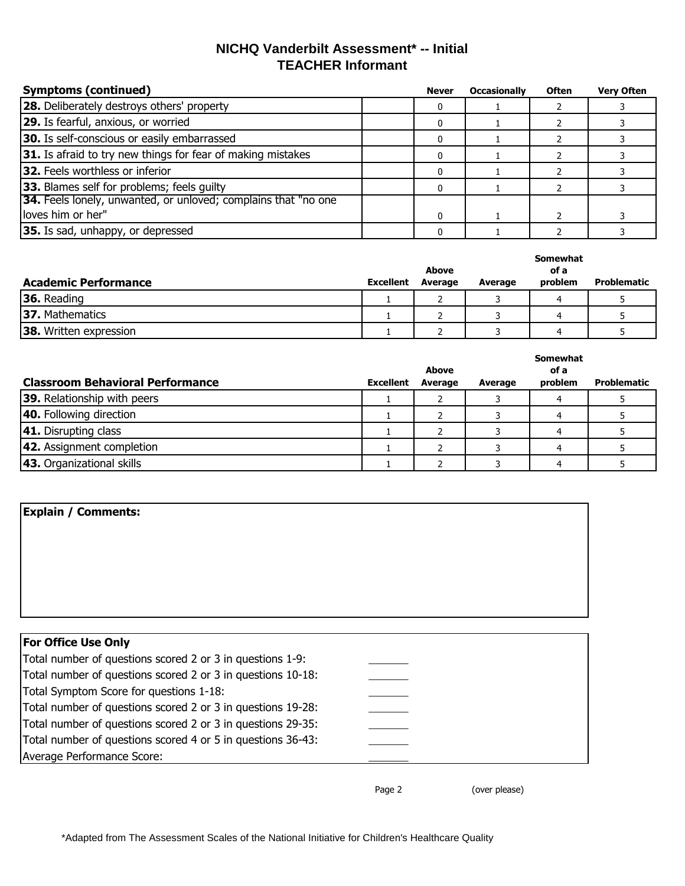# NICHQ Vanderbilt Assessment* -- Initial
## TEACHER Informant

| Symptoms (continued) | | Never | Occasionally | Often | Very Often |
|---|---|---|---|---|---|
| **28.** Deliberately destroys others' property | | 0 | 1 | 2 | 3 |
| **29.** Is fearful, anxious, or worried | | 0 | 1 | 2 | 3 |
| **30.** Is self-conscious or easily embarrassed | | 0 | 1 | 2 | 3 |
| **31.** Is afraid to try new things for fear of making mistakes | | 0 | 1 | 2 | 3 |
| **32.** Feels worthless or inferior | | 0 | 1 | 2 | 3 |
| **33.** Blames self for problems; feels guilty | | 0 | 1 | 2 | 3 |
| **34.** Feels lonely, unwanted, or unloved; complains that "no one loves him or her" | | 0 | 1 | 2 | 3 |
| **35.** Is sad, unhappy, or depressed | | 0 | 1 | 2 | 3 |

| Academic Performance | Excellent | Above Average | Average | Somewhat of a problem | Problematic |
|---|---|---|---|---|---|
| **36.** Reading | 1 | 2 | 3 | 4 | 5 |
| **37.** Mathematics | 1 | 2 | 3 | 4 | 5 |
| **38.** Written expression | 1 | 2 | 3 | 4 | 5 |

| Classroom Behavioral Performance | Excellent | Above Average | Average | Somewhat of a problem | Problematic |
|---|---|---|---|---|---|
| **39.** Relationship with peers | 1 | 2 | 3 | 4 | 5 |
| **40.** Following direction | 1 | 2 | 3 | 4 | 5 |
| **41.** Disrupting class | 1 | 2 | 3 | 4 | 5 |
| **42.** Assignment completion | 1 | 2 | 3 | 4 | 5 |
| **43.** Organizational skills | 1 | 2 | 3 | 4 | 5 |

**Explain / Comments:**

**For Office Use Only**

Total number of questions scored 2 or 3 in questions 1-9: _______

Total number of questions scored 2 or 3 in questions 10-18: _______

Total Symptom Score for questions 1-18: _______

Total number of questions scored 2 or 3 in questions 19-28: _______

Total number of questions scored 2 or 3 in questions 29-35: _______

Total number of questions scored 4 or 5 in questions 36-43: _______

Average Performance Score: _______

(over please)

*Adapted from The Assessment Scales of the National Initiative for Children's Healthcare Quality